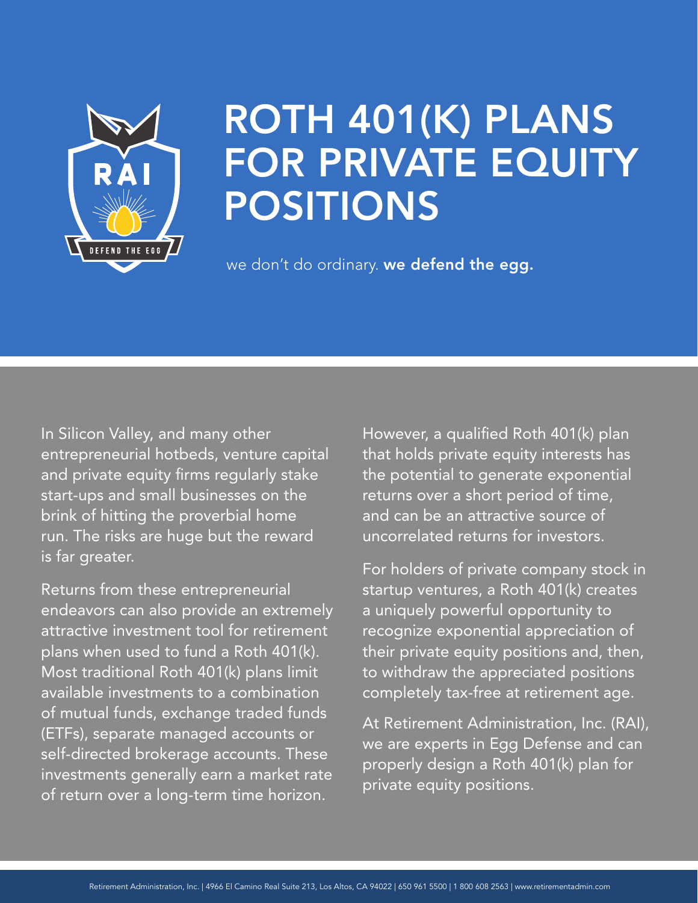# ROTH 401(K) PLANS FOR PRIVATE EQUITY POSITIONS

we don't do ordinary. **we defend the egg.**

In Silicon Valley, and many other entrepreneurial hotbeds, venture capital and private equity firms regularly stake start-ups and small businesses on the brink of hitting the proverbial home run. The risks are huge but the reward is far greater.

Returns from these entrepreneurial endeavors can also provide an extremely attractive investment tool for retirement plans when used to fund a Roth 401(k). Most traditional Roth 401(k) plans limit available investments to a combination of mutual funds, exchange traded funds (ETFs), separate managed accounts or self-directed brokerage accounts. These investments generally earn a market rate of return over a long-term time horizon.

However, a qualified Roth 401(k) plan that holds private equity interests has the potential to generate exponential returns over a short period of time, and can be an attractive source of uncorrelated returns for investors.

For holders of private company stock in startup ventures, a Roth 401(k) creates a uniquely powerful opportunity to recognize exponential appreciation of their private equity positions and, then, to withdraw the appreciated positions completely tax-free at retirement age.

At Retirement Administration, Inc. (RAI), we are experts in Egg Defense and can properly design a Roth 401(k) plan for private equity positions.

Retirement Administration, Inc. | 4966 El Camino Real Suite 213, Los Altos, CA 94022 | 650 961 5500 | 1 800 608 2563 | www.retirementadmin.com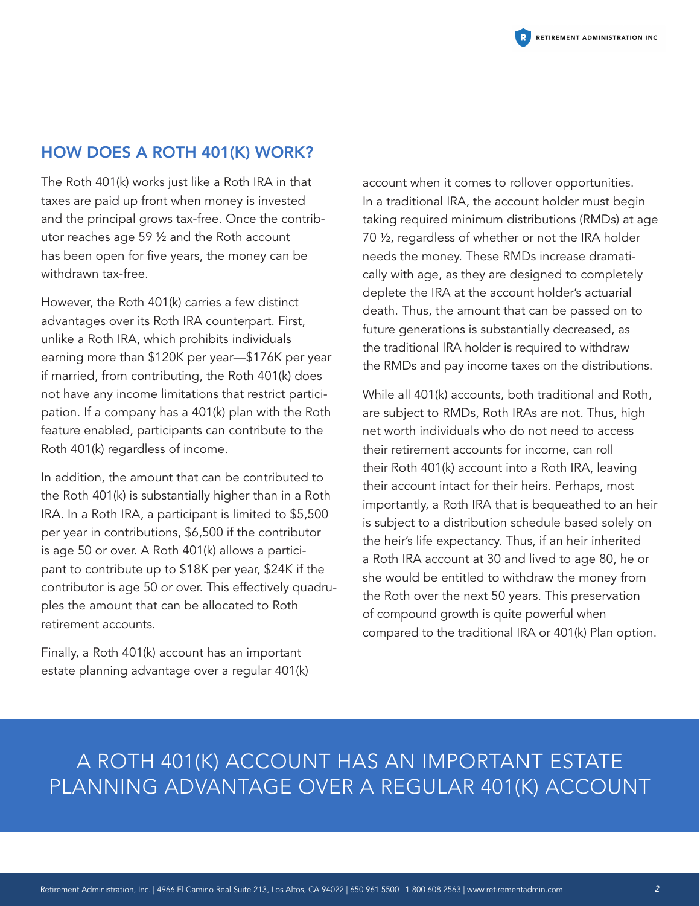## HOW DOES A ROTH 401(K) WORK?

The Roth 401(k) works just like a Roth IRA in that taxes are paid up front when money is invested and the principal grows tax-free. Once the contributor reaches age 59 ½ and the Roth account has been open for five years, the money can be withdrawn tax-free.

However, the Roth 401(k) carries a few distinct advantages over its Roth IRA counterpart. First, unlike a Roth IRA, which prohibits individuals earning more than $120K per year—$176K per year if married, from contributing, the Roth 401(k) does not have any income limitations that restrict participation. If a company has a 401(k) plan with the Roth feature enabled, participants can contribute to the Roth 401(k) regardless of income.

In addition, the amount that can be contributed to the Roth 401(k) is substantially higher than in a Roth IRA. In a Roth IRA, a participant is limited to $5,500 per year in contributions, $6,500 if the contributor is age 50 or over. A Roth 401(k) allows a participant to contribute up to $18K per year, $24K if the contributor is age 50 or over. This effectively quadruples the amount that can be allocated to Roth retirement accounts.

Finally, a Roth 401(k) account has an important estate planning advantage over a regular 401(k) account when it comes to rollover opportunities. In a traditional IRA, the account holder must begin taking required minimum distributions (RMDs) at age 70 ½, regardless of whether or not the IRA holder needs the money. These RMDs increase dramatically with age, as they are designed to completely deplete the IRA at the account holder's actuarial death. Thus, the amount that can be passed on to future generations is substantially decreased, as the traditional IRA holder is required to withdraw the RMDs and pay income taxes on the distributions.

While all 401(k) accounts, both traditional and Roth, are subject to RMDs, Roth IRAs are not. Thus, high net worth individuals who do not need to access their retirement accounts for income, can roll their Roth 401(k) account into a Roth IRA, leaving their account intact for their heirs. Perhaps, most importantly, a Roth IRA that is bequeathed to an heir is subject to a distribution schedule based solely on the heir's life expectancy. Thus, if an heir inherited a Roth IRA account at 30 and lived to age 80, he or she would be entitled to withdraw the money from the Roth over the next 50 years. This preservation of compound growth is quite powerful when compared to the traditional IRA or 401(k) Plan option.

A ROTH 401(K) ACCOUNT HAS AN IMPORTANT ESTATE PLANNING ADVANTAGE OVER A REGULAR 401(K) ACCOUNT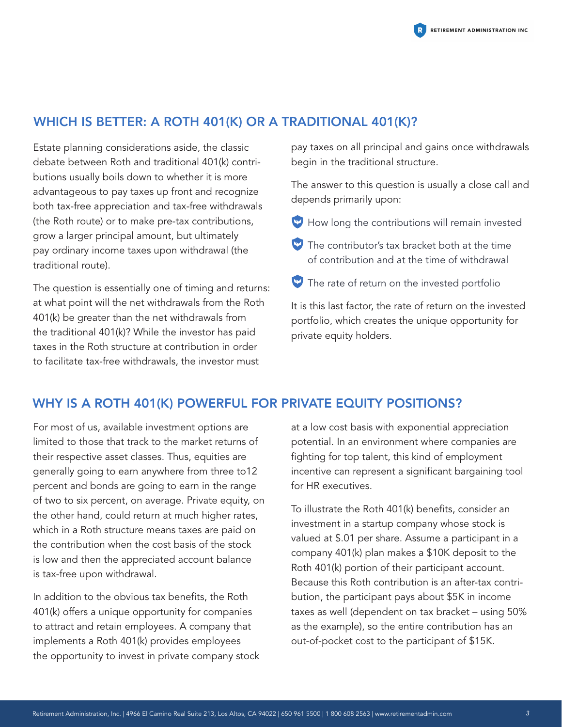## WHICH IS BETTER: A ROTH 401(K) OR A TRADITIONAL 401(K)?

Estate planning considerations aside, the classic debate between Roth and traditional 401(k) contributions usually boils down to whether it is more advantageous to pay taxes up front and recognize both tax-free appreciation and tax-free withdrawals (the Roth route) or to make pre-tax contributions, grow a larger principal amount, but ultimately pay ordinary income taxes upon withdrawal (the traditional route).

The question is essentially one of timing and returns: at what point will the net withdrawals from the Roth 401(k) be greater than the net withdrawals from the traditional 401(k)? While the investor has paid taxes in the Roth structure at contribution in order to facilitate tax-free withdrawals, the investor must pay taxes on all principal and gains once withdrawals begin in the traditional structure.

The answer to this question is usually a close call and depends primarily upon:

- How long the contributions will remain invested
- The contributor's tax bracket both at the time of contribution and at the time of withdrawal
- The rate of return on the invested portfolio

It is this last factor, the rate of return on the invested portfolio, which creates the unique opportunity for private equity holders.

## WHY IS A ROTH 401(K) POWERFUL FOR PRIVATE EQUITY POSITIONS?

For most of us, available investment options are limited to those that track to the market returns of their respective asset classes. Thus, equities are generally going to earn anywhere from three to12 percent and bonds are going to earn in the range of two to six percent, on average. Private equity, on the other hand, could return at much higher rates, which in a Roth structure means taxes are paid on the contribution when the cost basis of the stock is low and then the appreciated account balance is tax-free upon withdrawal.

In addition to the obvious tax benefits, the Roth 401(k) offers a unique opportunity for companies to attract and retain employees. A company that implements a Roth 401(k) provides employees the opportunity to invest in private company stock at a low cost basis with exponential appreciation potential. In an environment where companies are fighting for top talent, this kind of employment incentive can represent a significant bargaining tool for HR executives.

To illustrate the Roth 401(k) benefits, consider an investment in a startup company whose stock is valued at $.01 per share. Assume a participant in a company 401(k) plan makes a $10K deposit to the Roth 401(k) portion of their participant account. Because this Roth contribution is an after-tax contribution, the participant pays about $5K in income taxes as well (dependent on tax bracket – using 50% as the example), so the entire contribution has an out-of-pocket cost to the participant of $15K.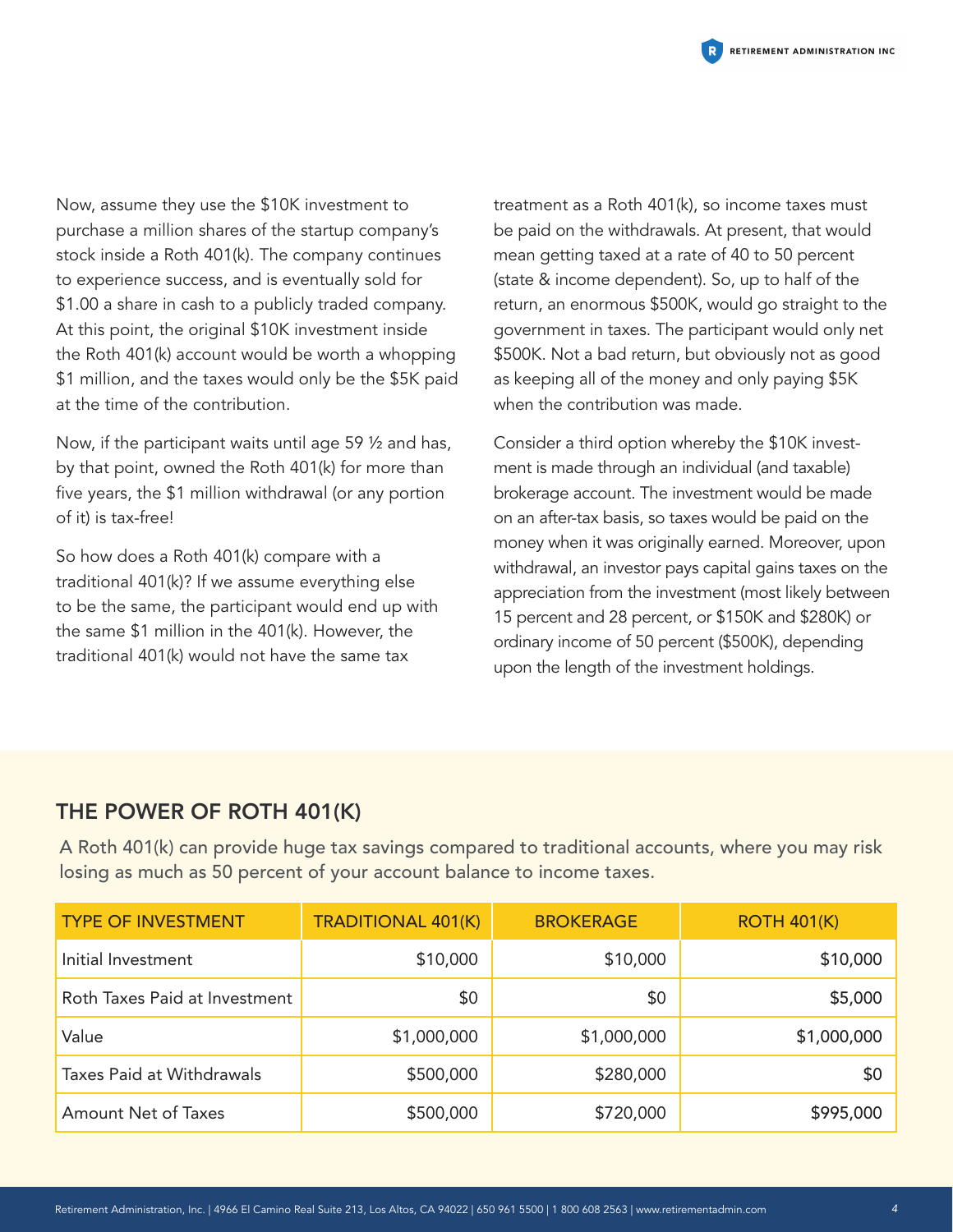Now, assume they use the $10K investment to purchase a million shares of the startup company's stock inside a Roth 401(k). The company continues to experience success, and is eventually sold for $1.00 a share in cash to a publicly traded company. At this point, the original $10K investment inside the Roth 401(k) account would be worth a whopping $1 million, and the taxes would only be the $5K paid at the time of the contribution.

Now, if the participant waits until age 59 ½ and has, by that point, owned the Roth 401(k) for more than five years, the $1 million withdrawal (or any portion of it) is tax-free!

So how does a Roth 401(k) compare with a traditional 401(k)? If we assume everything else to be the same, the participant would end up with the same $1 million in the 401(k). However, the traditional 401(k) would not have the same tax treatment as a Roth 401(k), so income taxes must be paid on the withdrawals. At present, that would mean getting taxed at a rate of 40 to 50 percent (state & income dependent). So, up to half of the return, an enormous $500K, would go straight to the government in taxes. The participant would only net $500K. Not a bad return, but obviously not as good as keeping all of the money and only paying $5K when the contribution was made.

Consider a third option whereby the $10K investment is made through an individual (and taxable) brokerage account. The investment would be made on an after-tax basis, so taxes would be paid on the money when it was originally earned. Moreover, upon withdrawal, an investor pays capital gains taxes on the appreciation from the investment (most likely between 15 percent and 28 percent, or $150K and $280K) or ordinary income of 50 percent ($500K), depending upon the length of the investment holdings.

## THE POWER OF ROTH 401(K)

A Roth 401(k) can provide huge tax savings compared to traditional accounts, where you may risk losing as much as 50 percent of your account balance to income taxes.

| TYPE OF INVESTMENT | TRADITIONAL 401(K) | BROKERAGE | ROTH 401(K) |
|---|---:|---:|---:|
| Initial Investment | $10,000 | $10,000 | $10,000 |
| Roth Taxes Paid at Investment | $0 | $0 | $5,000 |
| Value | $1,000,000 | $1,000,000 | $1,000,000 |
| Taxes Paid at Withdrawals | $500,000 | $280,000 | $0 |
| Amount Net of Taxes | $500,000 | $720,000 | $995,000 |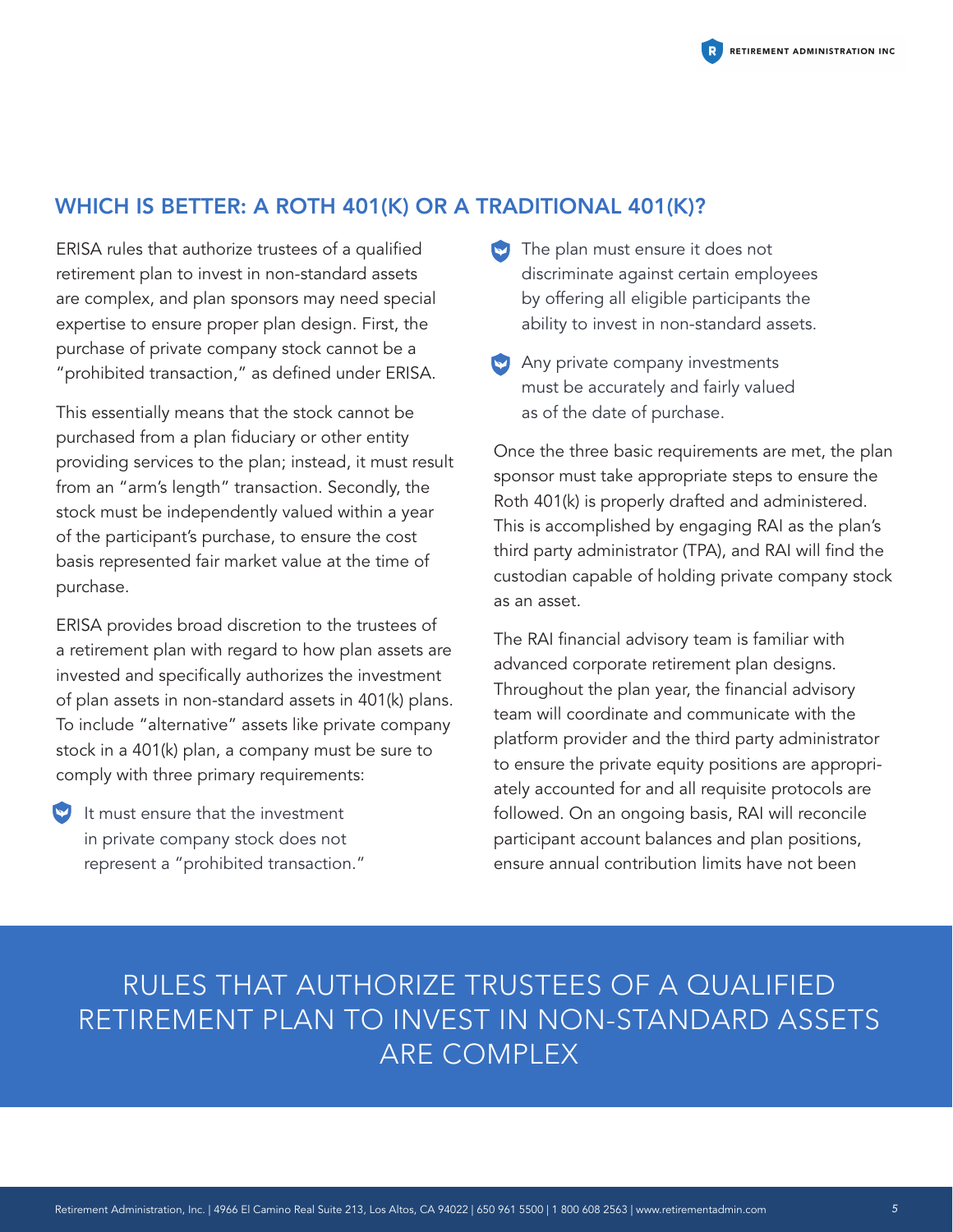## WHICH IS BETTER: A ROTH 401(K) OR A TRADITIONAL 401(K)?

ERISA rules that authorize trustees of a qualified retirement plan to invest in non-standard assets are complex, and plan sponsors may need special expertise to ensure proper plan design. First, the purchase of private company stock cannot be a "prohibited transaction," as defined under ERISA.

This essentially means that the stock cannot be purchased from a plan fiduciary or other entity providing services to the plan; instead, it must result from an "arm's length" transaction. Secondly, the stock must be independently valued within a year of the participant's purchase, to ensure the cost basis represented fair market value at the time of purchase.

ERISA provides broad discretion to the trustees of a retirement plan with regard to how plan assets are invested and specifically authorizes the investment of plan assets in non-standard assets in 401(k) plans. To include "alternative" assets like private company stock in a 401(k) plan, a company must be sure to comply with three primary requirements:

- It must ensure that the investment in private company stock does not represent a "prohibited transaction."
- The plan must ensure it does not discriminate against certain employees by offering all eligible participants the ability to invest in non-standard assets.
- Any private company investments must be accurately and fairly valued as of the date of purchase.

Once the three basic requirements are met, the plan sponsor must take appropriate steps to ensure the Roth 401(k) is properly drafted and administered. This is accomplished by engaging RAI as the plan's third party administrator (TPA), and RAI will find the custodian capable of holding private company stock as an asset.

The RAI financial advisory team is familiar with advanced corporate retirement plan designs. Throughout the plan year, the financial advisory team will coordinate and communicate with the platform provider and the third party administrator to ensure the private equity positions are appropriately accounted for and all requisite protocols are followed. On an ongoing basis, RAI will reconcile participant account balances and plan positions, ensure annual contribution limits have not been

RULES THAT AUTHORIZE TRUSTEES OF A QUALIFIED RETIREMENT PLAN TO INVEST IN NON-STANDARD ASSETS ARE COMPLEX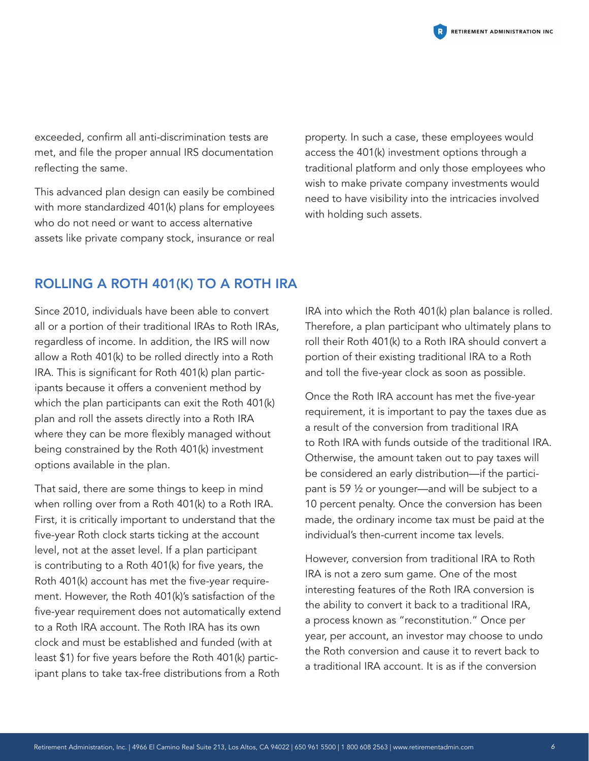exceeded, confirm all anti-discrimination tests are met, and file the proper annual IRS documentation reflecting the same.

This advanced plan design can easily be combined with more standardized 401(k) plans for employees who do not need or want to access alternative assets like private company stock, insurance or real property. In such a case, these employees would access the 401(k) investment options through a traditional platform and only those employees who wish to make private company investments would need to have visibility into the intricacies involved with holding such assets.

## ROLLING A ROTH 401(K) TO A ROTH IRA

Since 2010, individuals have been able to convert all or a portion of their traditional IRAs to Roth IRAs, regardless of income. In addition, the IRS will now allow a Roth 401(k) to be rolled directly into a Roth IRA. This is significant for Roth 401(k) plan participants because it offers a convenient method by which the plan participants can exit the Roth 401(k) plan and roll the assets directly into a Roth IRA where they can be more flexibly managed without being constrained by the Roth 401(k) investment options available in the plan.

That said, there are some things to keep in mind when rolling over from a Roth 401(k) to a Roth IRA. First, it is critically important to understand that the five-year Roth clock starts ticking at the account level, not at the asset level. If a plan participant is contributing to a Roth 401(k) for five years, the Roth 401(k) account has met the five-year requirement. However, the Roth 401(k)'s satisfaction of the five-year requirement does not automatically extend to a Roth IRA account. The Roth IRA has its own clock and must be established and funded (with at least $1) for five years before the Roth 401(k) participant plans to take tax-free distributions from a Roth IRA into which the Roth 401(k) plan balance is rolled. Therefore, a plan participant who ultimately plans to roll their Roth 401(k) to a Roth IRA should convert a portion of their existing traditional IRA to a Roth and toll the five-year clock as soon as possible.

Once the Roth IRA account has met the five-year requirement, it is important to pay the taxes due as a result of the conversion from traditional IRA to Roth IRA with funds outside of the traditional IRA. Otherwise, the amount taken out to pay taxes will be considered an early distribution—if the participant is 59 ½ or younger—and will be subject to a 10 percent penalty. Once the conversion has been made, the ordinary income tax must be paid at the individual's then-current income tax levels.

However, conversion from traditional IRA to Roth IRA is not a zero sum game. One of the most interesting features of the Roth IRA conversion is the ability to convert it back to a traditional IRA, a process known as "reconstitution." Once per year, per account, an investor may choose to undo the Roth conversion and cause it to revert back to a traditional IRA account. It is as if the conversion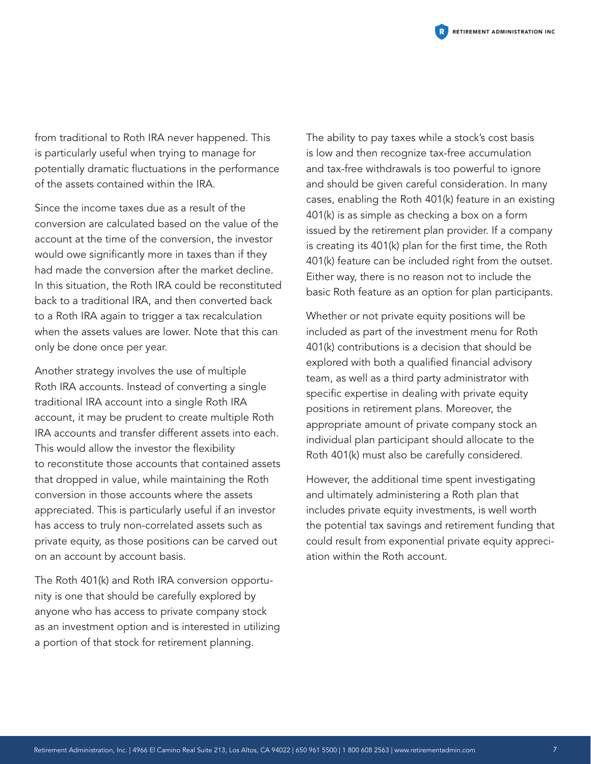from traditional to Roth IRA never happened. This is particularly useful when trying to manage for potentially dramatic fluctuations in the performance of the assets contained within the IRA.

Since the income taxes due as a result of the conversion are calculated based on the value of the account at the time of the conversion, the investor would owe significantly more in taxes than if they had made the conversion after the market decline. In this situation, the Roth IRA could be reconstituted back to a traditional IRA, and then converted back to a Roth IRA again to trigger a tax recalculation when the assets values are lower. Note that this can only be done once per year.

Another strategy involves the use of multiple Roth IRA accounts. Instead of converting a single traditional IRA account into a single Roth IRA account, it may be prudent to create multiple Roth IRA accounts and transfer different assets into each. This would allow the investor the flexibility to reconstitute those accounts that contained assets that dropped in value, while maintaining the Roth conversion in those accounts where the assets appreciated. This is particularly useful if an investor has access to truly non-correlated assets such as private equity, as those positions can be carved out on an account by account basis.

The Roth 401(k) and Roth IRA conversion opportunity is one that should be carefully explored by anyone who has access to private company stock as an investment option and is interested in utilizing a portion of that stock for retirement planning.

The ability to pay taxes while a stock's cost basis is low and then recognize tax-free accumulation and tax-free withdrawals is too powerful to ignore and should be given careful consideration. In many cases, enabling the Roth 401(k) feature in an existing 401(k) is as simple as checking a box on a form issued by the retirement plan provider. If a company is creating its 401(k) plan for the first time, the Roth 401(k) feature can be included right from the outset. Either way, there is no reason not to include the basic Roth feature as an option for plan participants.

Whether or not private equity positions will be included as part of the investment menu for Roth 401(k) contributions is a decision that should be explored with both a qualified financial advisory team, as well as a third party administrator with specific expertise in dealing with private equity positions in retirement plans. Moreover, the appropriate amount of private company stock an individual plan participant should allocate to the Roth 401(k) must also be carefully considered.

However, the additional time spent investigating and ultimately administering a Roth plan that includes private equity investments, is well worth the potential tax savings and retirement funding that could result from exponential private equity appreciation within the Roth account.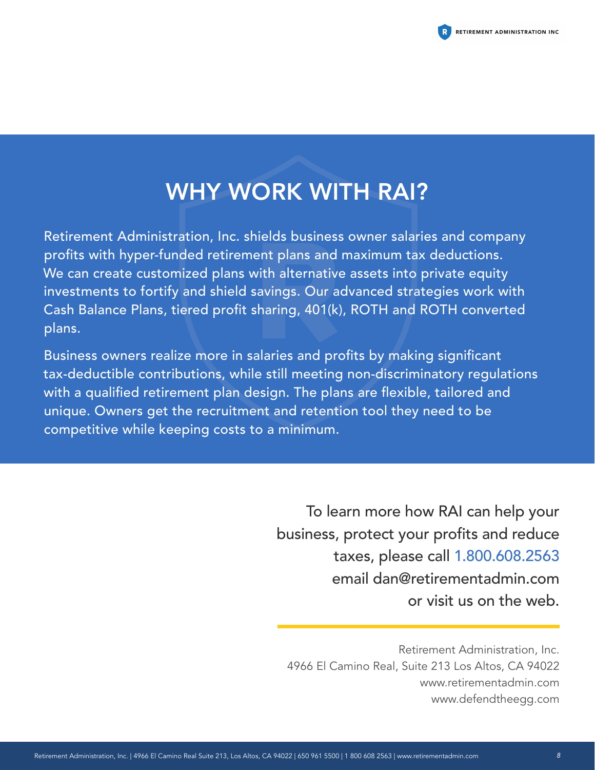# WHY WORK WITH RAI?

Retirement Administration, Inc. shields business owner salaries and company profits with hyper-funded retirement plans and maximum tax deductions. We can create customized plans with alternative assets into private equity investments to fortify and shield savings. Our advanced strategies work with Cash Balance Plans, tiered profit sharing, 401(k), ROTH and ROTH converted plans.

Business owners realize more in salaries and profits by making significant tax-deductible contributions, while still meeting non-discriminatory regulations with a qualified retirement plan design. The plans are flexible, tailored and unique. Owners get the recruitment and retention tool they need to be competitive while keeping costs to a minimum.

To learn more how RAI can help your business, protect your profits and reduce taxes, please call 1.800.608.2563 email dan@retirementadmin.com or visit us on the web.

Retirement Administration, Inc.
4966 El Camino Real, Suite 213 Los Altos, CA 94022
www.retirementadmin.com
www.defendtheegg.com